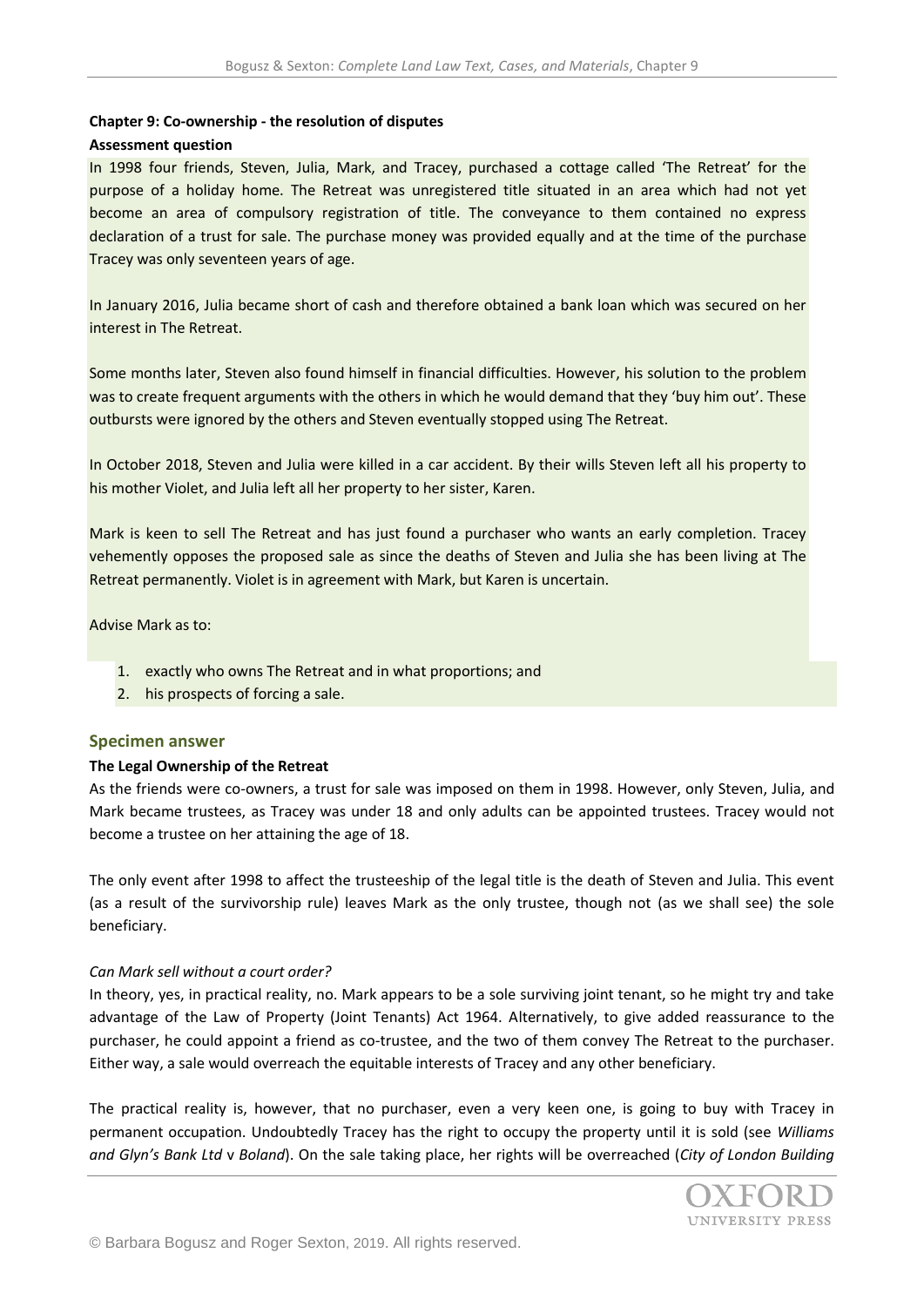### Chapter 9: Co-ownership - the resolution of disputes

**Assessment question**

In 1998 four friends, Steven, Julia, Mark, and Tracey, purchased a cottage called 'The Retreat' for the purpose of a holiday home. The Retreat was unregistered title situated in an area which had not yet become an area of compulsory registration of title. The conveyance to them contained no express declaration of a trust for sale. The purchase money was provided equally and at the time of the purchase Tracey was only seventeen years of age.

In January 2016, Julia became short of cash and therefore obtained a bank loan which was secured on her interest in The Retreat.

Some months later, Steven also found himself in financial difficulties. However, his solution to the problem was to create frequent arguments with the others in which he would demand that they 'buy him out'. These outbursts were ignored by the others and Steven eventually stopped using The Retreat.

In October 2018, Steven and Julia were killed in a car accident. By their wills Steven left all his property to his mother Violet, and Julia left all her property to her sister, Karen.

Mark is keen to sell The Retreat and has just found a purchaser who wants an early completion. Tracey vehemently opposes the proposed sale as since the deaths of Steven and Julia she has been living at The Retreat permanently. Violet is in agreement with Mark, but Karen is uncertain.

Advise Mark as to:

1. exactly who owns The Retreat and in what proportions; and
2. his prospects of forcing a sale.

## Specimen answer

**The Legal Ownership of the Retreat**

As the friends were co-owners, a trust for sale was imposed on them in 1998. However, only Steven, Julia, and Mark became trustees, as Tracey was under 18 and only adults can be appointed trustees. Tracey would not become a trustee on her attaining the age of 18.

The only event after 1998 to affect the trusteeship of the legal title is the death of Steven and Julia. This event (as a result of the survivorship rule) leaves Mark as the only trustee, though not (as we shall see) the sole beneficiary.

*Can Mark sell without a court order?*

In theory, yes, in practical reality, no. Mark appears to be a sole surviving joint tenant, so he might try and take advantage of the Law of Property (Joint Tenants) Act 1964. Alternatively, to give added reassurance to the purchaser, he could appoint a friend as co-trustee, and the two of them convey The Retreat to the purchaser. Either way, a sale would overreach the equitable interests of Tracey and any other beneficiary.

The practical reality is, however, that no purchaser, even a very keen one, is going to buy with Tracey in permanent occupation. Undoubtedly Tracey has the right to occupy the property until it is sold (see *Williams and Glyn's Bank Ltd* v *Boland*). On the sale taking place, her rights will be overreached (*City of London Building*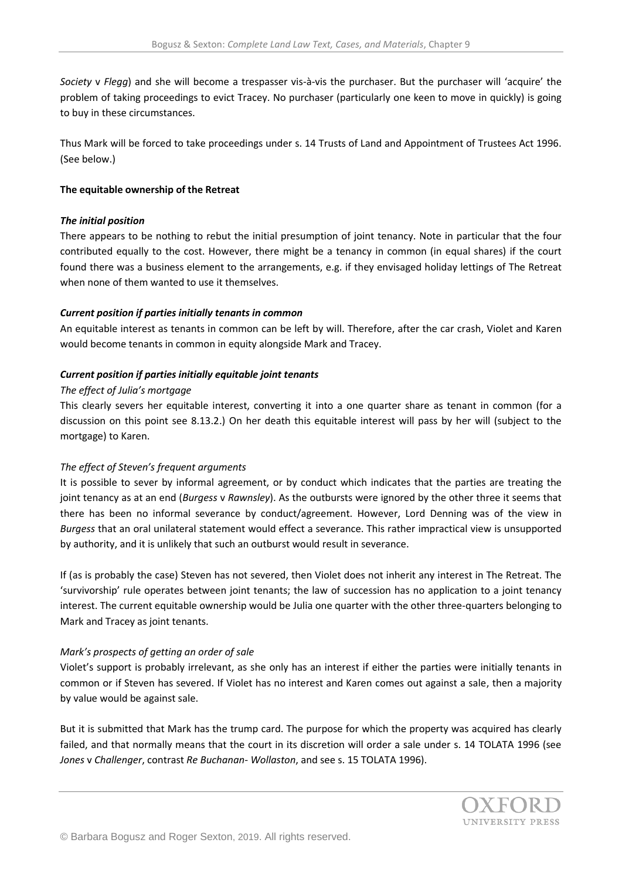*Society* v *Flegg*) and she will become a trespasser vis-à-vis the purchaser. But the purchaser will 'acquire' the problem of taking proceedings to evict Tracey. No purchaser (particularly one keen to move in quickly) is going to buy in these circumstances.

Thus Mark will be forced to take proceedings under s. 14 Trusts of Land and Appointment of Trustees Act 1996. (See below.)

**The equitable ownership of the Retreat**

***The initial position***

There appears to be nothing to rebut the initial presumption of joint tenancy. Note in particular that the four contributed equally to the cost. However, there might be a tenancy in common (in equal shares) if the court found there was a business element to the arrangements, e.g. if they envisaged holiday lettings of The Retreat when none of them wanted to use it themselves.

***Current position if parties initially tenants in common***

An equitable interest as tenants in common can be left by will. Therefore, after the car crash, Violet and Karen would become tenants in common in equity alongside Mark and Tracey.

***Current position if parties initially equitable joint tenants***

*The effect of Julia's mortgage*

This clearly severs her equitable interest, converting it into a one quarter share as tenant in common (for a discussion on this point see 8.13.2.) On her death this equitable interest will pass by her will (subject to the mortgage) to Karen.

*The effect of Steven's frequent arguments*

It is possible to sever by informal agreement, or by conduct which indicates that the parties are treating the joint tenancy as at an end (*Burgess* v *Rawnsley*). As the outbursts were ignored by the other three it seems that there has been no informal severance by conduct/agreement. However, Lord Denning was of the view in *Burgess* that an oral unilateral statement would effect a severance. This rather impractical view is unsupported by authority, and it is unlikely that such an outburst would result in severance.

If (as is probably the case) Steven has not severed, then Violet does not inherit any interest in The Retreat. The 'survivorship' rule operates between joint tenants; the law of succession has no application to a joint tenancy interest. The current equitable ownership would be Julia one quarter with the other three-quarters belonging to Mark and Tracey as joint tenants.

*Mark's prospects of getting an order of sale*

Violet's support is probably irrelevant, as she only has an interest if either the parties were initially tenants in common or if Steven has severed. If Violet has no interest and Karen comes out against a sale, then a majority by value would be against sale.

But it is submitted that Mark has the trump card. The purpose for which the property was acquired has clearly failed, and that normally means that the court in its discretion will order a sale under s. 14 TOLATA 1996 (see *Jones* v *Challenger*, contrast *Re Buchanan- Wollaston*, and see s. 15 TOLATA 1996).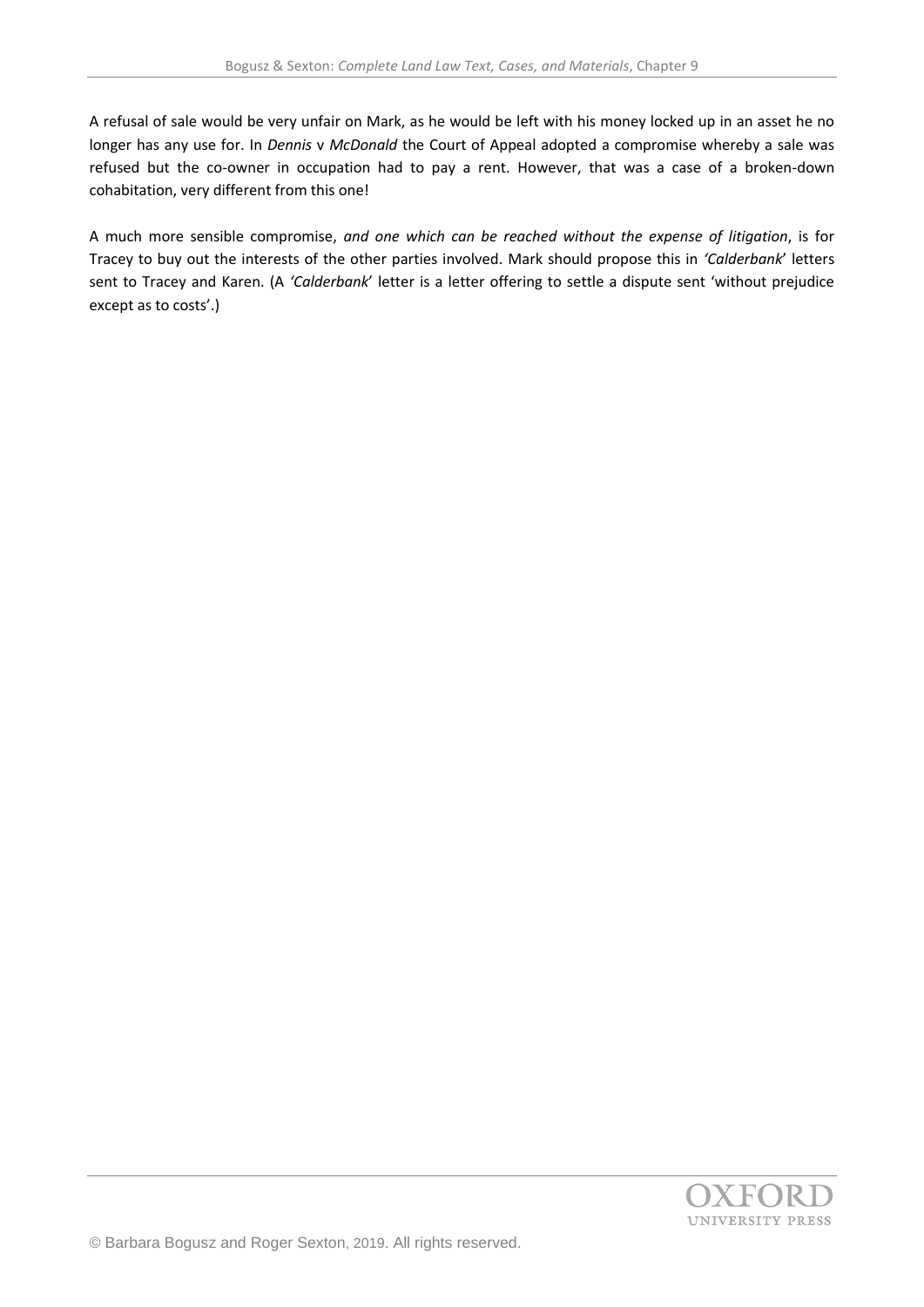A refusal of sale would be very unfair on Mark, as he would be left with his money locked up in an asset he no longer has any use for. In *Dennis* v *McDonald* the Court of Appeal adopted a compromise whereby a sale was refused but the co-owner in occupation had to pay a rent. However, that was a case of a broken-down cohabitation, very different from this one!

A much more sensible compromise, *and one which can be reached without the expense of litigation*, is for Tracey to buy out the interests of the other parties involved. Mark should propose this in *'Calderbank*' letters sent to Tracey and Karen. (A *'Calderbank*' letter is a letter offering to settle a dispute sent 'without prejudice except as to costs'.)